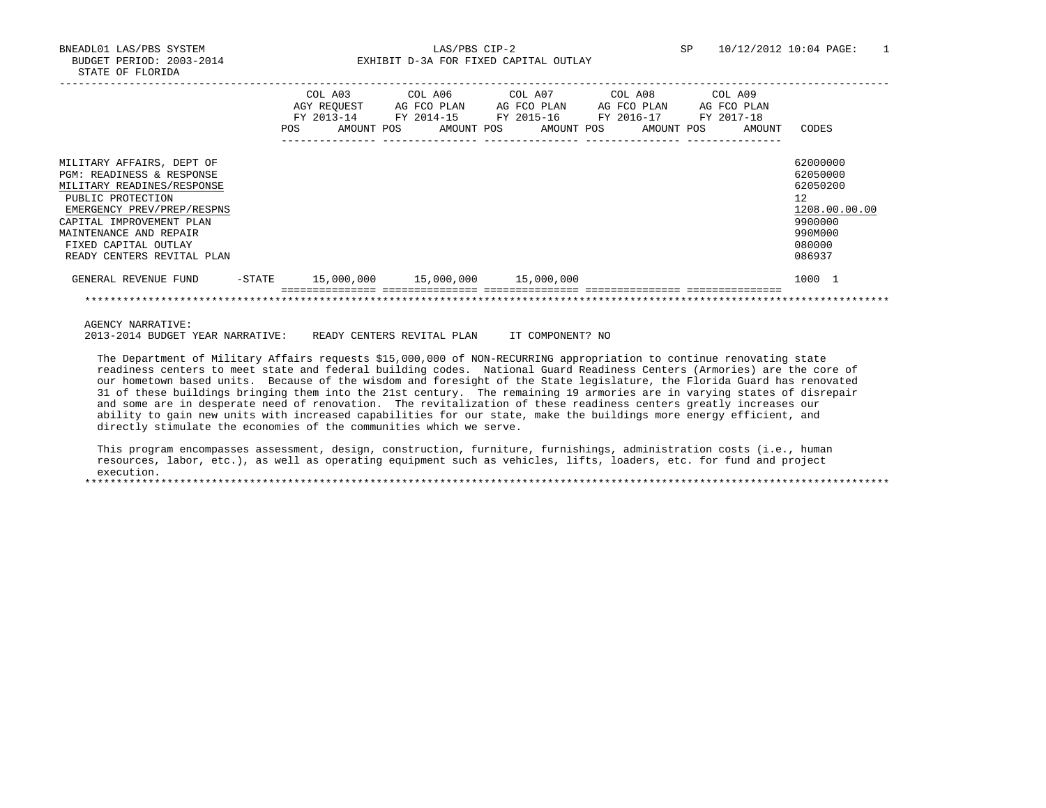BNEADL01 LAS/PBS SYSTEM — LAS/PBS CIP-2 — SP 10/12/2012 10:04

BUDGET PERIOD: 2003-2014

STATE OF FLORIDA

EXHIBIT D-3A FOR FIXED CAPITAL OUTLAY

| | COL A03 AGY REQUEST FY 2013-14 POS | AMOUNT | COL A06 AG FCO PLAN FY 2014-15 POS | AMOUNT | COL A07 AG FCO PLAN FY 2015-16 POS | AMOUNT | COL A08 AG FCO PLAN FY 2016-17 POS | AMOUNT | COL A09 AG FCO PLAN FY 2017-18 POS | AMOUNT | CODES |
|---|---|---|---|---|---|---|---|---|---|---|---|
| MILITARY AFFAIRS, DEPT OF | | | | | | | | | | | 62000000 |
| PGM: READINESS & RESPONSE | | | | | | | | | | | 62050000 |
| MILITARY READINES/RESPONSE | | | | | | | | | | | 62050200 |
| PUBLIC PROTECTION | | | | | | | | | | | 12 |
| EMERGENCY PREV/PREP/RESPNS | | | | | | | | | | | 1208.00.00.00 |
| CAPITAL IMPROVEMENT PLAN | | | | | | | | | | | 9900000 |
| MAINTENANCE AND REPAIR | | | | | | | | | | | 990M000 |
| FIXED CAPITAL OUTLAY | | | | | | | | | | | 080000 |
| READY CENTERS REVITAL PLAN | | | | | | | | | | | 086937 |
| GENERAL REVENUE FUND -STATE | | 15,000,000 | | 15,000,000 | | 15,000,000 | | | | | 1000 1 |

AGENCY NARRATIVE:

2013-2014 BUDGET YEAR NARRATIVE: READY CENTERS REVITAL PLAN IT COMPONENT? NO

The Department of Military Affairs requests $15,000,000 of NON-RECURRING appropriation to continue renovating state readiness centers to meet state and federal building codes. National Guard Readiness Centers (Armories) are the core of our hometown based units. Because of the wisdom and foresight of the State legislature, the Florida Guard has renovated 31 of these buildings bringing them into the 21st century. The remaining 19 armories are in varying states of disrepair and some are in desperate need of renovation. The revitalization of these readiness centers greatly increases our ability to gain new units with increased capabilities for our state, make the buildings more energy efficient, and directly stimulate the economies of the communities which we serve.

This program encompasses assessment, design, construction, furniture, furnishings, administration costs (i.e., human resources, labor, etc.), as well as operating equipment such as vehicles, lifts, loaders, etc. for fund and project execution.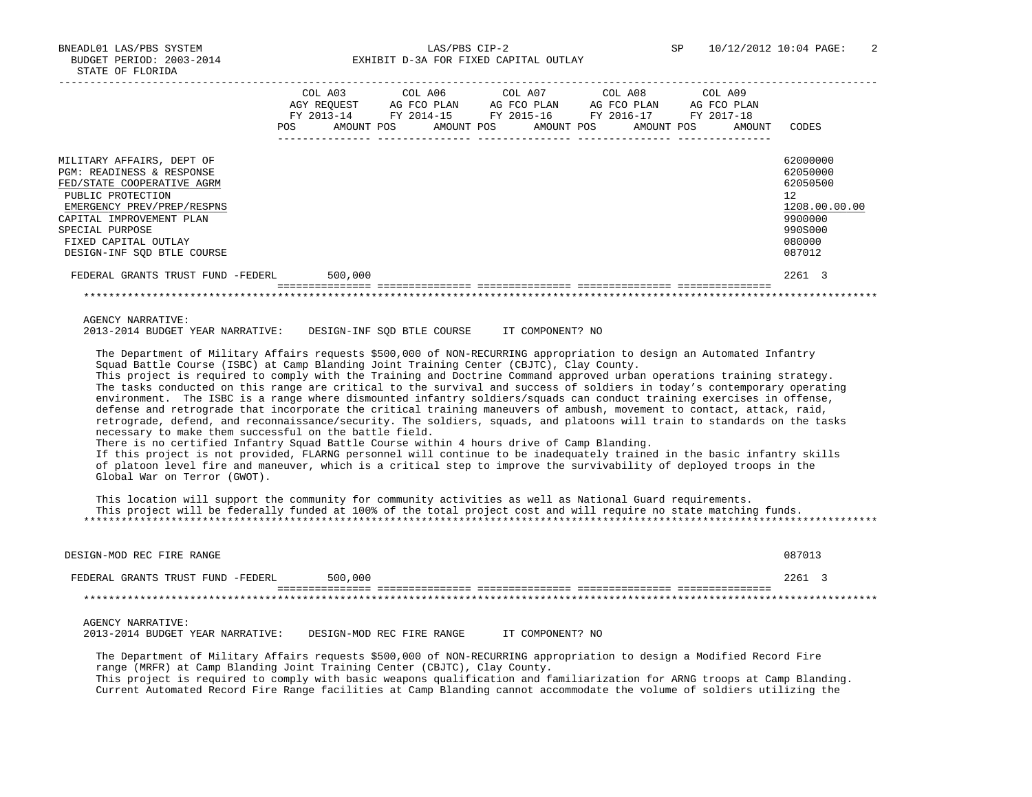| | COL A03 AGY REQUEST FY 2013-14 POS AMOUNT | COL A06 AG FCO PLAN FY 2014-15 POS AMOUNT | COL A07 AG FCO PLAN FY 2015-16 POS AMOUNT | COL A08 AG FCO PLAN FY 2016-17 POS AMOUNT | COL A09 AG FCO PLAN FY 2017-18 POS AMOUNT | CODES |
|---|---|---|---|---|---|---|
| MILITARY AFFAIRS, DEPT OF | | | | | | 62000000 |
| PGM: READINESS & RESPONSE | | | | | | 62050000 |
| FED/STATE COOPERATIVE AGRM | | | | | | 62050500 |
| PUBLIC PROTECTION | | | | | | 12 |
| EMERGENCY PREV/PREP/RESPNS | | | | | | 1208.00.00.00 |
| CAPITAL IMPROVEMENT PLAN | | | | | | 9900000 |
| SPECIAL PURPOSE | | | | | | 990S000 |
| FIXED CAPITAL OUTLAY | | | | | | 080000 |
| DESIGN-INF SQD BTLE COURSE | | | | | | 087012 |
| FEDERAL GRANTS TRUST FUND -FEDERL | 500,000 | | | | | 2261 3 |

AGENCY NARRATIVE:
2013-2014 BUDGET YEAR NARRATIVE: DESIGN-INF SQD BTLE COURSE IT COMPONENT? NO

The Department of Military Affairs requests $500,000 of NON-RECURRING appropriation to design an Automated Infantry Squad Battle Course (ISBC) at Camp Blanding Joint Training Center (CBJTC), Clay County.
This project is required to comply with the Training and Doctrine Command approved urban operations training strategy. The tasks conducted on this range are critical to the survival and success of soldiers in today's contemporary operating environment. The ISBC is a range where dismounted infantry soldiers/squads can conduct training exercises in offense, defense and retrograde that incorporate the critical training maneuvers of ambush, movement to contact, attack, raid, retrograde, defend, and reconnaissance/security. The soldiers, squads, and platoons will train to standards on the tasks necessary to make them successful on the battle field.
There is no certified Infantry Squad Battle Course within 4 hours drive of Camp Blanding.
If this project is not provided, FLARNG personnel will continue to be inadequately trained in the basic infantry skills of platoon level fire and maneuver, which is a critical step to improve the survivability of deployed troops in the Global War on Terror (GWOT).

This location will support the community for community activities as well as National Guard requirements.
This project will be federally funded at 100% of the total project cost and will require no state matching funds.

| | COL A03 | COL A06 | COL A07 | COL A08 | COL A09 | CODES |
|---|---|---|---|---|---|---|
| DESIGN-MOD REC FIRE RANGE | | | | | | 087013 |
| FEDERAL GRANTS TRUST FUND -FEDERL | 500,000 | | | | | 2261 3 |

AGENCY NARRATIVE:
2013-2014 BUDGET YEAR NARRATIVE: DESIGN-MOD REC FIRE RANGE IT COMPONENT? NO

The Department of Military Affairs requests $500,000 of NON-RECURRING appropriation to design a Modified Record Fire range (MRFR) at Camp Blanding Joint Training Center (CBJTC), Clay County.
This project is required to comply with basic weapons qualification and familiarization for ARNG troops at Camp Blanding. Current Automated Record Fire Range facilities at Camp Blanding cannot accommodate the volume of soldiers utilizing the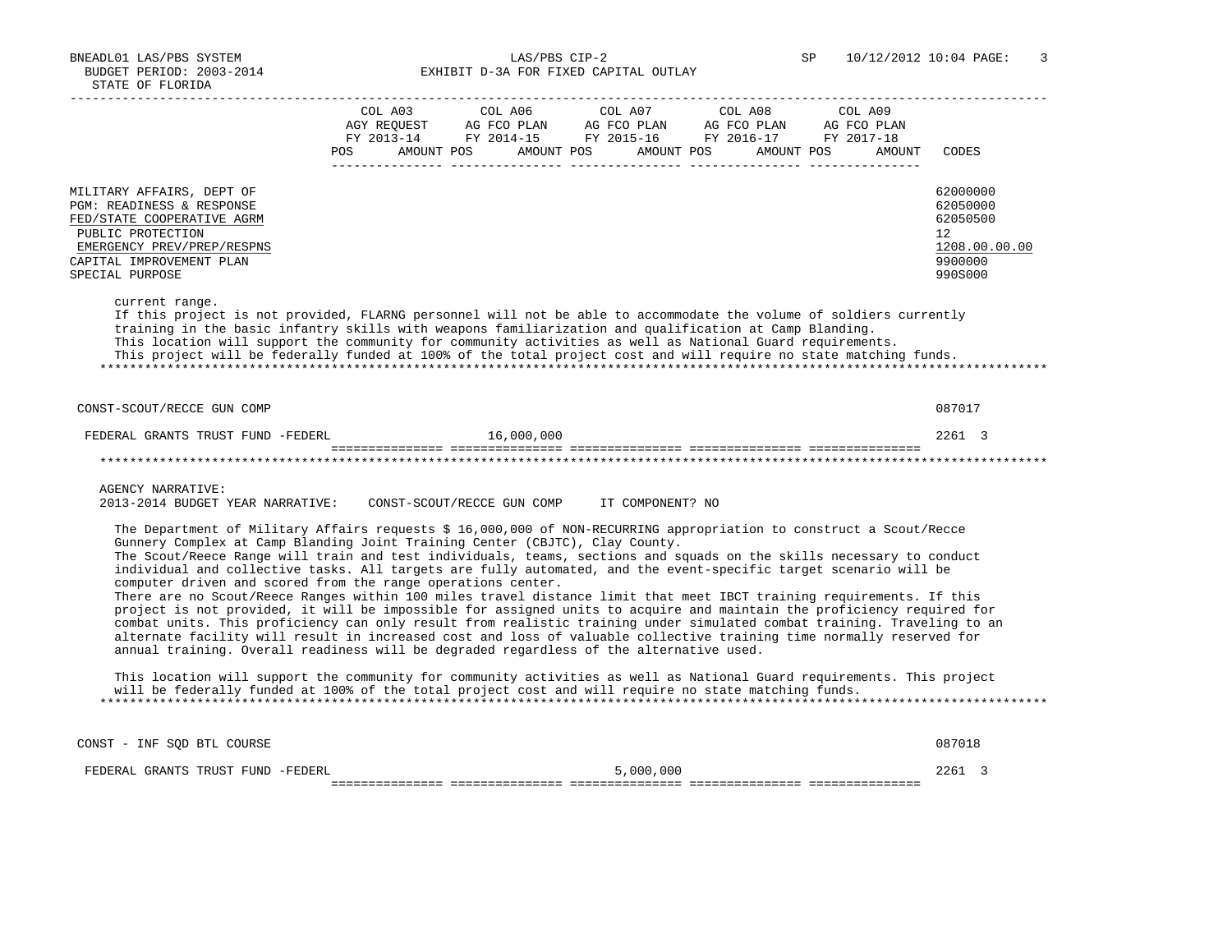| | COL A03 AGY REQUEST FY 2013-14 POS AMOUNT | COL A06 AG FCO PLAN FY 2014-15 POS AMOUNT | COL A07 AG FCO PLAN FY 2015-16 POS AMOUNT | COL A08 AG FCO PLAN FY 2016-17 POS AMOUNT | COL A09 AG FCO PLAN FY 2017-18 POS AMOUNT | CODES |
|---|---|---|---|---|---|---|
| MILITARY AFFAIRS, DEPT OF | | | | | | 62000000 |
| PGM: READINESS & RESPONSE | | | | | | 62050000 |
| FED/STATE COOPERATIVE AGRM | | | | | | 62050500 |
| PUBLIC PROTECTION | | | | | | 12 |
| EMERGENCY PREV/PREP/RESPNS | | | | | | 1208.00.00.00 |
| CAPITAL IMPROVEMENT PLAN | | | | | | 9900000 |
| SPECIAL PURPOSE | | | | | | 990S000 |

current range.
If this project is not provided, FLARNG personnel will not be able to accommodate the volume of soldiers currently training in the basic infantry skills with weapons familiarization and qualification at Camp Blanding.
This location will support the community for community activities as well as National Guard requirements.
This project will be federally funded at 100% of the total project cost and will require no state matching funds.

******************************************************************************************************************************

| | COL A03 | COL A06 | COL A07 | COL A08 | COL A09 | CODES |
|---|---|---|---|---|---|---|
| CONST-SCOUT/RECCE GUN COMP | | | | | | 087017 |
| FEDERAL GRANTS TRUST FUND -FEDERL | | 16,000,000 | | | | 2261 3 |

******************************************************************************************************************************

AGENCY NARRATIVE:
2013-2014 BUDGET YEAR NARRATIVE: CONST-SCOUT/RECCE GUN COMP IT COMPONENT? NO

The Department of Military Affairs requests $ 16,000,000 of NON-RECURRING appropriation to construct a Scout/Recce Gunnery Complex at Camp Blanding Joint Training Center (CBJTC), Clay County.
The Scout/Reece Range will train and test individuals, teams, sections and squads on the skills necessary to conduct individual and collective tasks. All targets are fully automated, and the event-specific target scenario will be computer driven and scored from the range operations center.
There are no Scout/Reece Ranges within 100 miles travel distance limit that meet IBCT training requirements. If this project is not provided, it will be impossible for assigned units to acquire and maintain the proficiency required for combat units. This proficiency can only result from realistic training under simulated combat training. Traveling to an alternate facility will result in increased cost and loss of valuable collective training time normally reserved for annual training. Overall readiness will be degraded regardless of the alternative used.

This location will support the community for community activities as well as National Guard requirements. This project will be federally funded at 100% of the total project cost and will require no state matching funds.

******************************************************************************************************************************

| | COL A03 | COL A06 | COL A07 | COL A08 | COL A09 | CODES |
|---|---|---|---|---|---|---|
| CONST - INF SQD BTL COURSE | | | | | | 087018 |
| FEDERAL GRANTS TRUST FUND -FEDERL | | | 5,000,000 | | | 2261 3 |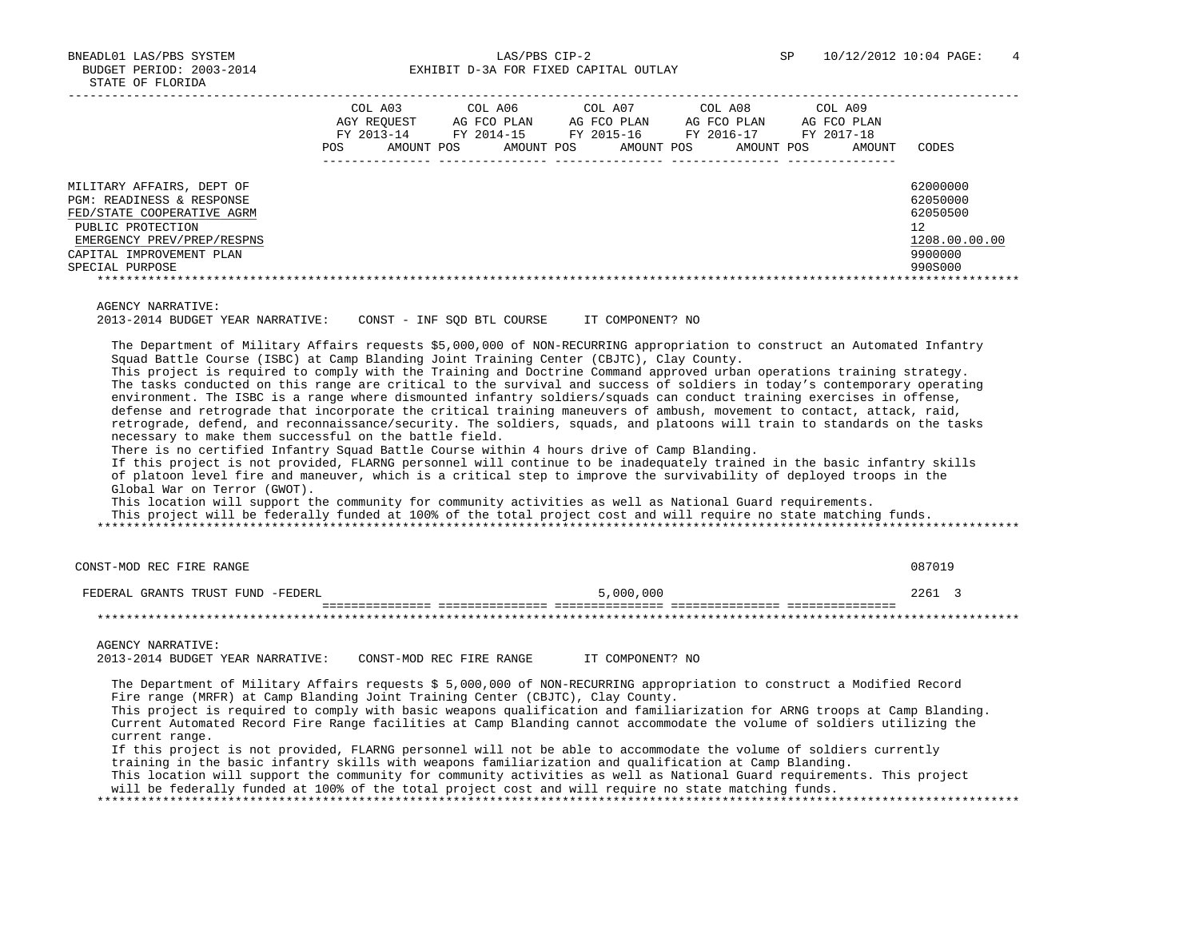| | COL A03 AGY REQUEST FY 2013-14 POS AMOUNT | COL A06 AG FCO PLAN FY 2014-15 POS AMOUNT | COL A07 AG FCO PLAN FY 2015-16 POS AMOUNT | COL A08 AG FCO PLAN FY 2016-17 POS AMOUNT | COL A09 AG FCO PLAN FY 2017-18 POS AMOUNT | CODES |
|---|---|---|---|---|---|---|
| MILITARY AFFAIRS, DEPT OF | | | | | | 62000000 |
| PGM: READINESS & RESPONSE | | | | | | 62050000 |
| FED/STATE COOPERATIVE AGRM | | | | | | 62050500 |
| PUBLIC PROTECTION | | | | | | 12 |
| EMERGENCY PREV/PREP/RESPNS | | | | | | 1208.00.00.00 |
| CAPITAL IMPROVEMENT PLAN | | | | | | 9900000 |
| SPECIAL PURPOSE | | | | | | 990S000 |

AGENCY NARRATIVE:
2013-2014 BUDGET YEAR NARRATIVE: CONST - INF SQD BTL COURSE IT COMPONENT? NO

The Department of Military Affairs requests $5,000,000 of NON-RECURRING appropriation to construct an Automated Infantry Squad Battle Course (ISBC) at Camp Blanding Joint Training Center (CBJTC), Clay County.
This project is required to comply with the Training and Doctrine Command approved urban operations training strategy. The tasks conducted on this range are critical to the survival and success of soldiers in today's contemporary operating environment. The ISBC is a range where dismounted infantry soldiers/squads can conduct training exercises in offense, defense and retrograde that incorporate the critical training maneuvers of ambush, movement to contact, attack, raid, retrograde, defend, and reconnaissance/security. The soldiers, squads, and platoons will train to standards on the tasks necessary to make them successful on the battle field.
There is no certified Infantry Squad Battle Course within 4 hours drive of Camp Blanding.
If this project is not provided, FLARNG personnel will continue to be inadequately trained in the basic infantry skills of platoon level fire and maneuver, which is a critical step to improve the survivability of deployed troops in the Global War on Terror (GWOT).
This location will support the community for community activities as well as National Guard requirements.
This project will be federally funded at 100% of the total project cost and will require no state matching funds.

| | COL A03 | COL A06 | COL A07 | COL A08 | COL A09 | CODES |
|---|---|---|---|---|---|---|
| CONST-MOD REC FIRE RANGE | | | | | | 087019 |
| FEDERAL GRANTS TRUST FUND -FEDERL | | | 5,000,000 | | | 2261 3 |

AGENCY NARRATIVE:
2013-2014 BUDGET YEAR NARRATIVE: CONST-MOD REC FIRE RANGE IT COMPONENT? NO

The Department of Military Affairs requests $ 5,000,000 of NON-RECURRING appropriation to construct a Modified Record Fire range (MRFR) at Camp Blanding Joint Training Center (CBJTC), Clay County.
This project is required to comply with basic weapons qualification and familiarization for ARNG troops at Camp Blanding. Current Automated Record Fire Range facilities at Camp Blanding cannot accommodate the volume of soldiers utilizing the current range.
If this project is not provided, FLARNG personnel will not be able to accommodate the volume of soldiers currently training in the basic infantry skills with weapons familiarization and qualification at Camp Blanding.
This location will support the community for community activities as well as National Guard requirements. This project will be federally funded at 100% of the total project cost and will require no state matching funds.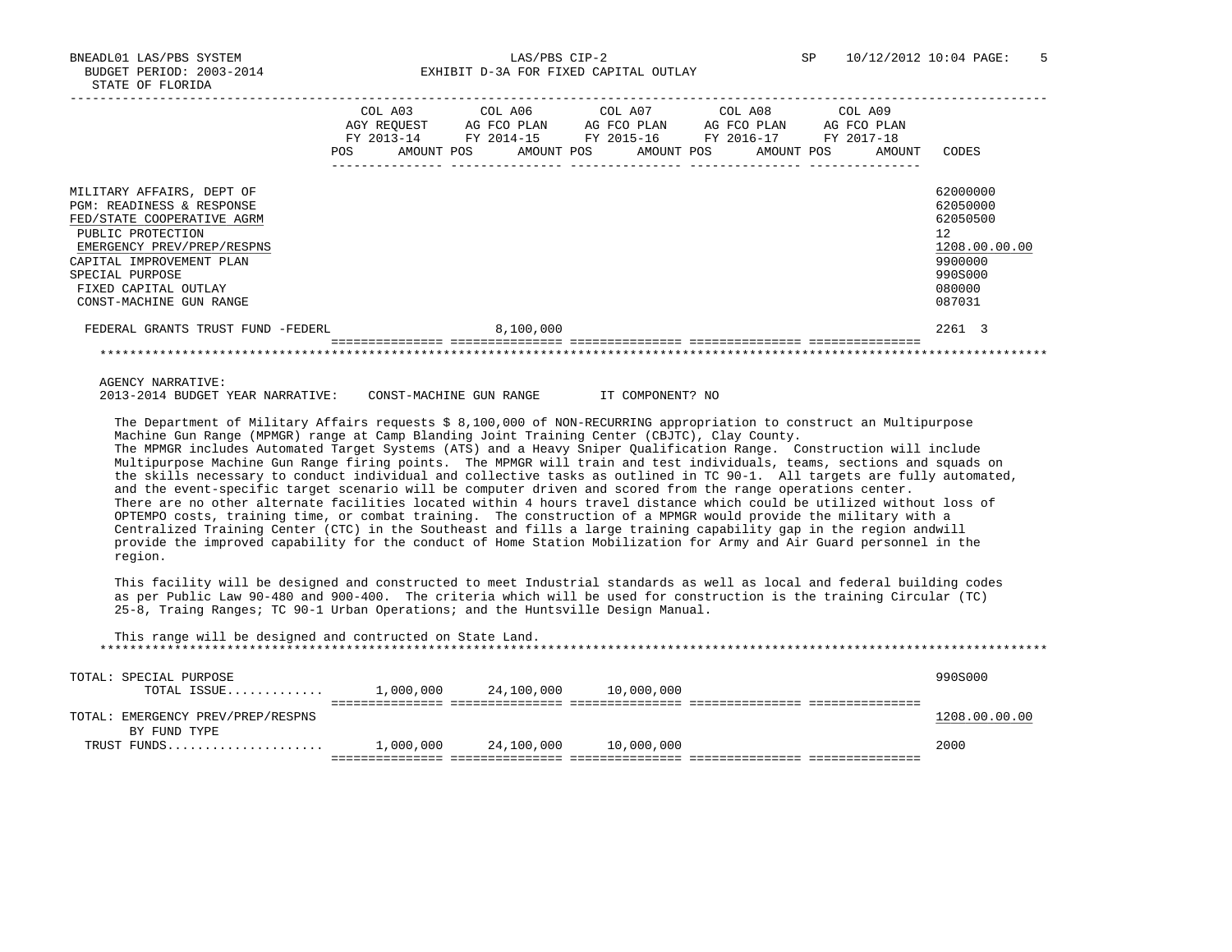STATE OF FLORIDA

EXHIBIT D-3A FOR FIXED CAPITAL OUTLAY

| | COL A03 AGY REQUEST FY 2013-14 POS AMOUNT | COL A06 AG FCO PLAN FY 2014-15 POS AMOUNT | COL A07 AG FCO PLAN FY 2015-16 POS AMOUNT | COL A08 AG FCO PLAN FY 2016-17 POS AMOUNT | COL A09 AG FCO PLAN FY 2017-18 POS AMOUNT | CODES |
|---|---|---|---|---|---|---|
| MILITARY AFFAIRS, DEPT OF | | | | | | 62000000 |
| PGM: READINESS & RESPONSE | | | | | | 62050000 |
| FED/STATE COOPERATIVE AGRM | | | | | | 62050500 |
| PUBLIC PROTECTION | | | | | | 12 |
| EMERGENCY PREV/PREP/RESPNS | | | | | | 1208.00.00.00 |
| CAPITAL IMPROVEMENT PLAN | | | | | | 9900000 |
| SPECIAL PURPOSE | | | | | | 990S000 |
| FIXED CAPITAL OUTLAY | | | | | | 080000 |
| CONST-MACHINE GUN RANGE | | | | | | 087031 |
| FEDERAL GRANTS TRUST FUND -FEDERL | | 8,100,000 | | | | 2261 3 |

AGENCY NARRATIVE:
2013-2014 BUDGET YEAR NARRATIVE: CONST-MACHINE GUN RANGE IT COMPONENT? NO

The Department of Military Affairs requests $ 8,100,000 of NON-RECURRING appropriation to construct an Multipurpose Machine Gun Range (MPMGR) range at Camp Blanding Joint Training Center (CBJTC), Clay County.
The MPMGR includes Automated Target Systems (ATS) and a Heavy Sniper Qualification Range. Construction will include Multipurpose Machine Gun Range firing points. The MPMGR will train and test individuals, teams, sections and squads on the skills necessary to conduct individual and collective tasks as outlined in TC 90-1. All targets are fully automated, and the event-specific target scenario will be computer driven and scored from the range operations center.
There are no other alternate facilities located within 4 hours travel distance which could be utilized without loss of OPTEMPO costs, training time, or combat training. The construction of a MPMGR would provide the military with a Centralized Training Center (CTC) in the Southeast and fills a large training capability gap in the region andwill provide the improved capability for the conduct of Home Station Mobilization for Army and Air Guard personnel in the region.

This facility will be designed and constructed to meet Industrial standards as well as local and federal building codes as per Public Law 90-480 and 900-400. The criteria which will be used for construction is the training Circular (TC) 25-8, Traing Ranges; TC 90-1 Urban Operations; and the Huntsville Design Manual.

This range will be designed and contructed on State Land.

| | COL A03 | COL A06 | COL A07 | COL A08 | COL A09 | CODES |
|---|---|---|---|---|---|---|
| TOTAL: SPECIAL PURPOSE | | | | | | 990S000 |
| TOTAL ISSUE............. | 1,000,000 | 24,100,000 | 10,000,000 | | | |
| TOTAL: EMERGENCY PREV/PREP/RESPNS | | | | | | 1208.00.00.00 |
| BY FUND TYPE | | | | | | |
| TRUST FUNDS..................... | 1,000,000 | 24,100,000 | 10,000,000 | | | 2000 |